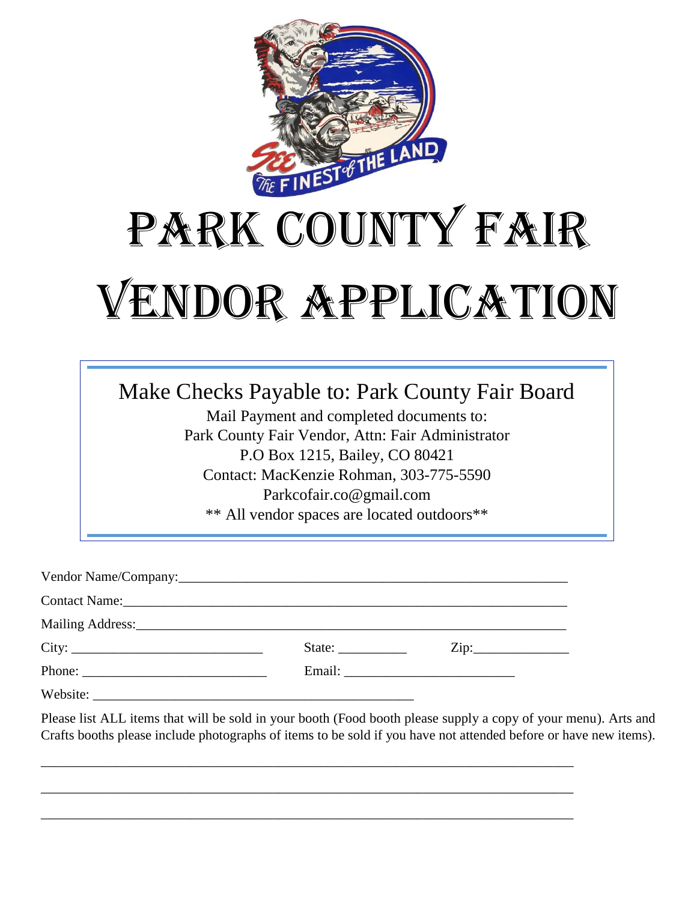# PARK COUNTY FAIR

# VENDOR APPLICATION

**Make Checks Payable to: Park County Fair Board**

Mail Payment and completed documents to:
Park County Fair Vendor, Attn: Fair Administrator
P.O Box 1215, Bailey, CO 80421
Contact: MacKenzie Rohman, 303-775-5590
Parkcofair.co@gmail.com
** All vendor spaces are located outdoors**

Vendor Name/Company:___________________________________________________________

Contact Name:_________________________________________________________________

Mailing Address:_______________________________________________________________

City: ____________________________ State: __________ Zip:______________

Phone: ___________________________ Email: _________________________

Website: ________________________________________________

Please list ALL items that will be sold in your booth (Food booth please supply a copy of your menu). Arts and Crafts booths please include photographs of items to be sold if you have not attended before or have new items).

_______________________________________________________________________________

_______________________________________________________________________________

_______________________________________________________________________________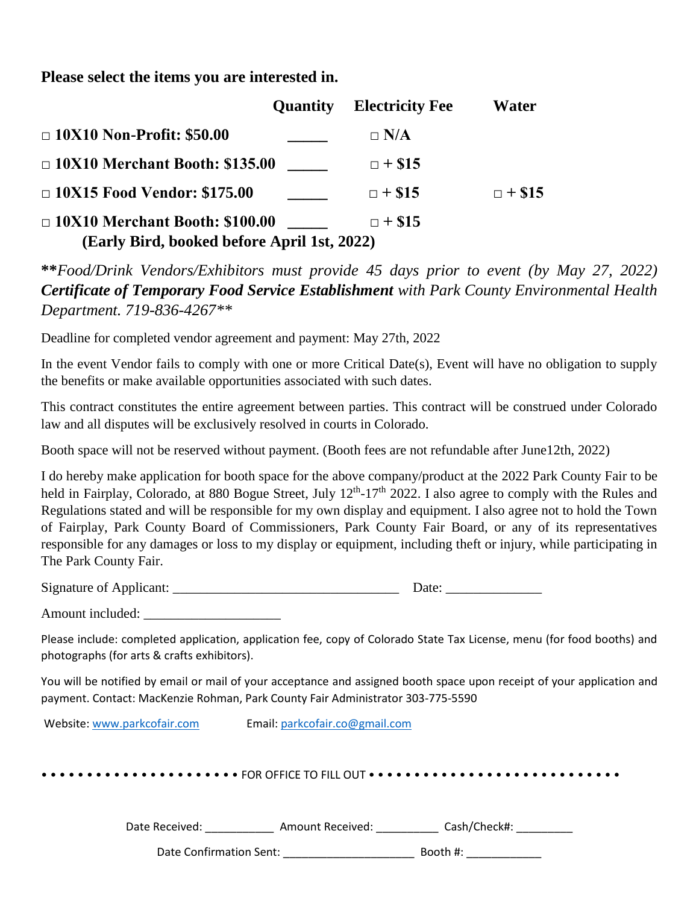**Please select the items you are interested in.**

| | Quantity | Electricity Fee | Water |
|---|---|---|---|
| □ **10X10 Non-Profit: $50.00** | _____ | □ **N/A** | |
| □ **10X10 Merchant Booth: $135.00** | _____ | □ **+ $15** | |
| □ **10X15 Food Vendor: $175.00** | _____ | □ **+ $15** | □ **+ $15** |
| □ **10X10 Merchant Booth: $100.00 (Early Bird, booked before April 1st, 2022)** | _____ | □ **+ $15** | |

**\*\****Food/Drink Vendors/Exhibitors must provide 45 days prior to event (by May 27, 2022)* ***Certificate of Temporary Food Service Establishment*** *with Park County Environmental Health Department. 719-836-4267\*\**

Deadline for completed vendor agreement and payment: May 27th, 2022

In the event Vendor fails to comply with one or more Critical Date(s), Event will have no obligation to supply the benefits or make available opportunities associated with such dates.

This contract constitutes the entire agreement between parties. This contract will be construed under Colorado law and all disputes will be exclusively resolved in courts in Colorado.

Booth space will not be reserved without payment. (Booth fees are not refundable after June12th, 2022)

I do hereby make application for booth space for the above company/product at the 2022 Park County Fair to be held in Fairplay, Colorado, at 880 Bogue Street, July 12th-17th 2022. I also agree to comply with the Rules and Regulations stated and will be responsible for my own display and equipment. I also agree not to hold the Town of Fairplay, Park County Board of Commissioners, Park County Fair Board, or any of its representatives responsible for any damages or loss to my display or equipment, including theft or injury, while participating in The Park County Fair.

Signature of Applicant: ________________________________ Date: _____________

Amount included: ___________________

Please include: completed application, application fee, copy of Colorado State Tax License, menu (for food booths) and photographs (for arts & crafts exhibitors).

You will be notified by email or mail of your acceptance and assigned booth space upon receipt of your application and payment. Contact: MacKenzie Rohman, Park County Fair Administrator 303-775-5590

Website: www.parkcofair.com Email: parkcofair.co@gmail.com

• • • • • • • • • • • • • • • • • • • • • FOR OFFICE TO FILL OUT • • • • • • • • • • • • • • • • • • • • • • • • • •

Date Received: __________ Amount Received: _________ Cash/Check#: ________

Date Confirmation Sent: ____________________ Booth #: ___________